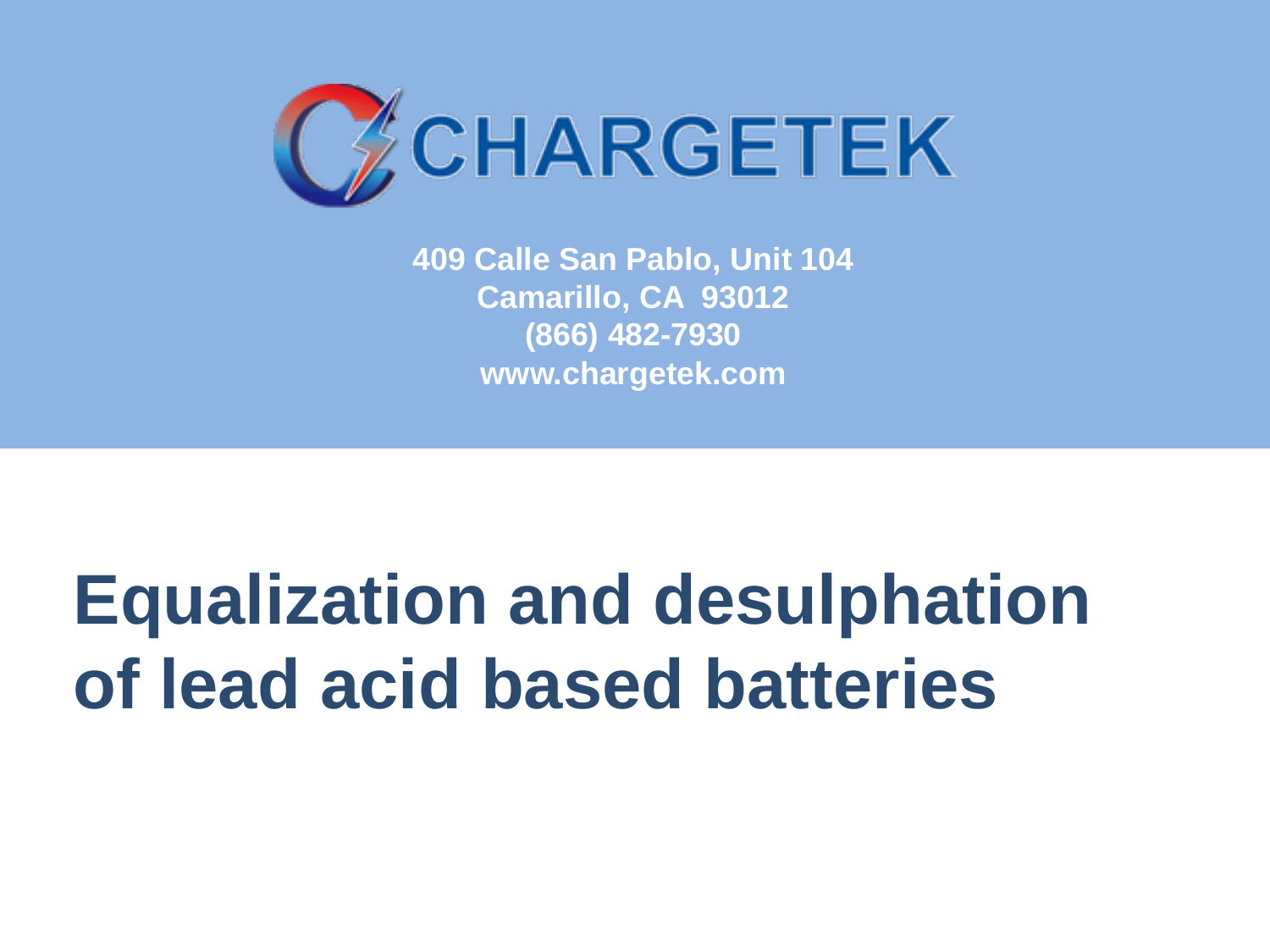CHARGETEK

**409 Calle San Pablo, Unit 104**
**Camarillo, CA 93012**
**(866) 482-7930**
**www.chargetek.com**

# Equalization and desulphation of lead acid based batteries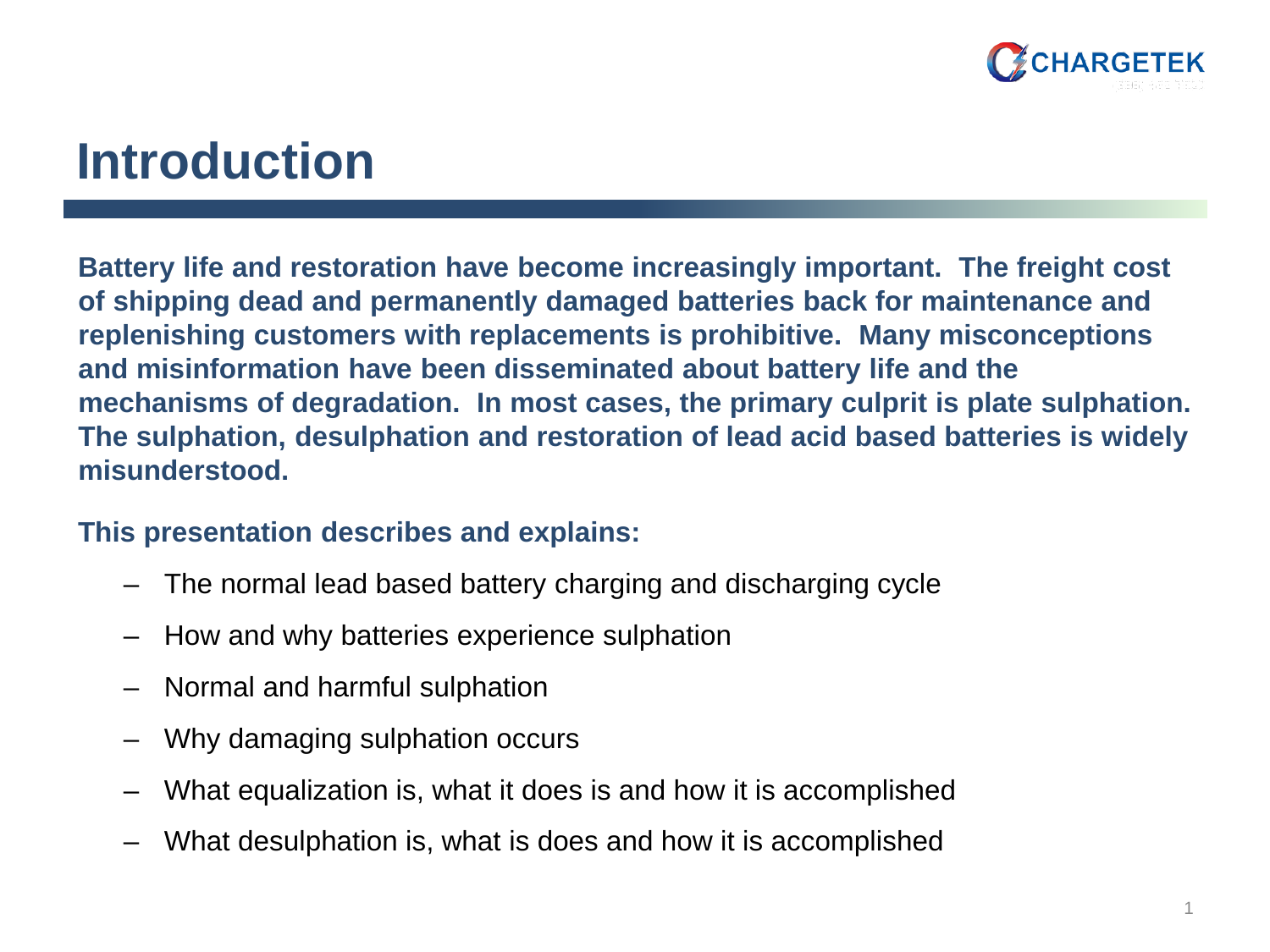# Introduction

**Battery life and restoration have become increasingly important. The freight cost of shipping dead and permanently damaged batteries back for maintenance and replenishing customers with replacements is prohibitive. Many misconceptions and misinformation have been disseminated about battery life and the mechanisms of degradation. In most cases, the primary culprit is plate sulphation. The sulphation, desulphation and restoration of lead acid based batteries is widely misunderstood.**

**This presentation describes and explains:**

– The normal lead based battery charging and discharging cycle

– How and why batteries experience sulphation

– Normal and harmful sulphation

– Why damaging sulphation occurs

– What equalization is, what it does is and how it is accomplished

– What desulphation is, what is does and how it is accomplished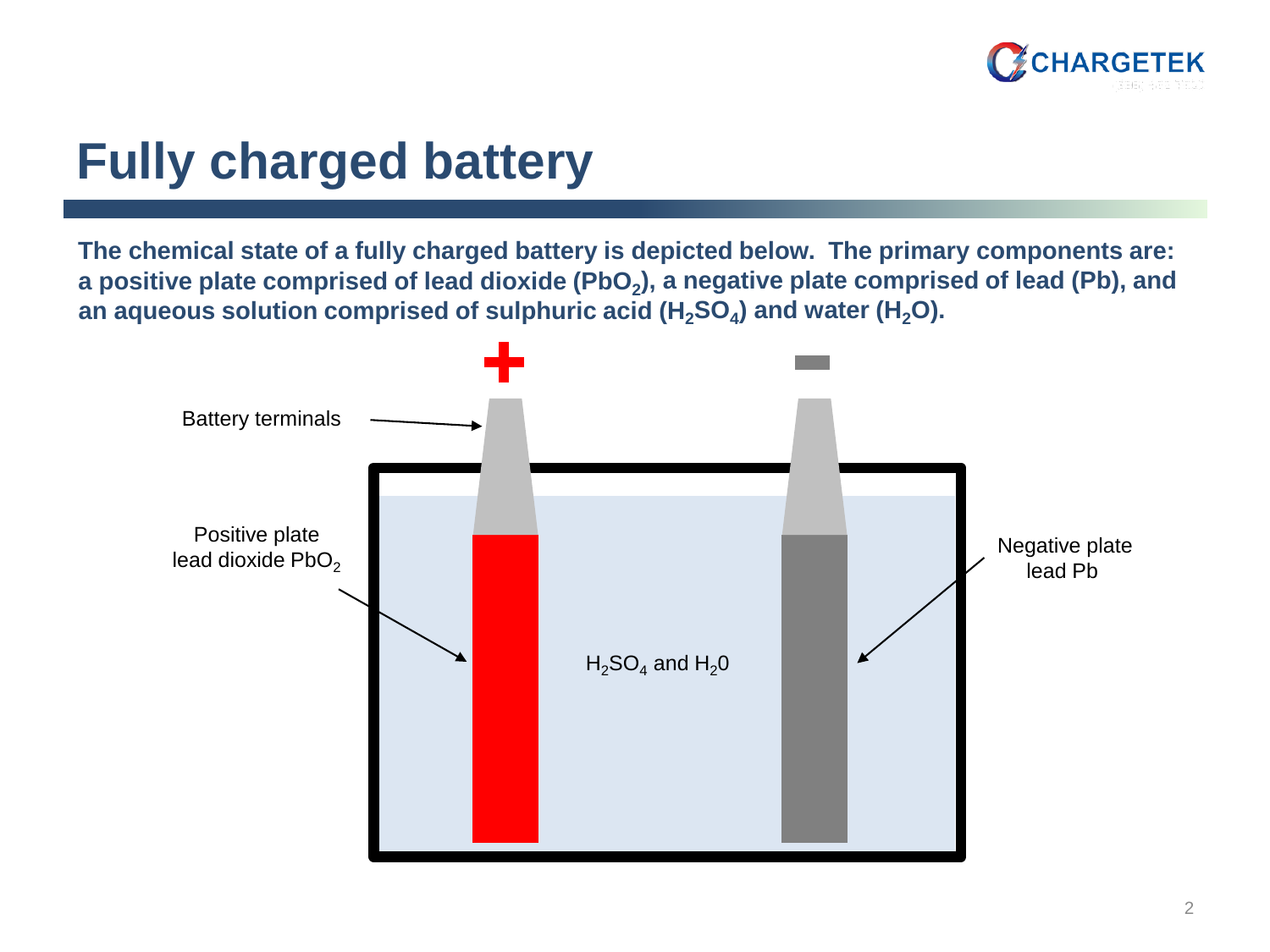# Fully charged battery

**The chemical state of a fully charged battery is depicted below. The primary components are: a positive plate comprised of lead dioxide ($PbO_2$), a negative plate comprised of lead (Pb), and an aqueous solution comprised of sulphuric acid ($H_2SO_4$) and water ($H_2O$).**

Battery terminals

Positive plate
lead dioxide $PbO_2$

Negative plate
lead Pb

$H_2SO_4$ and $H_20$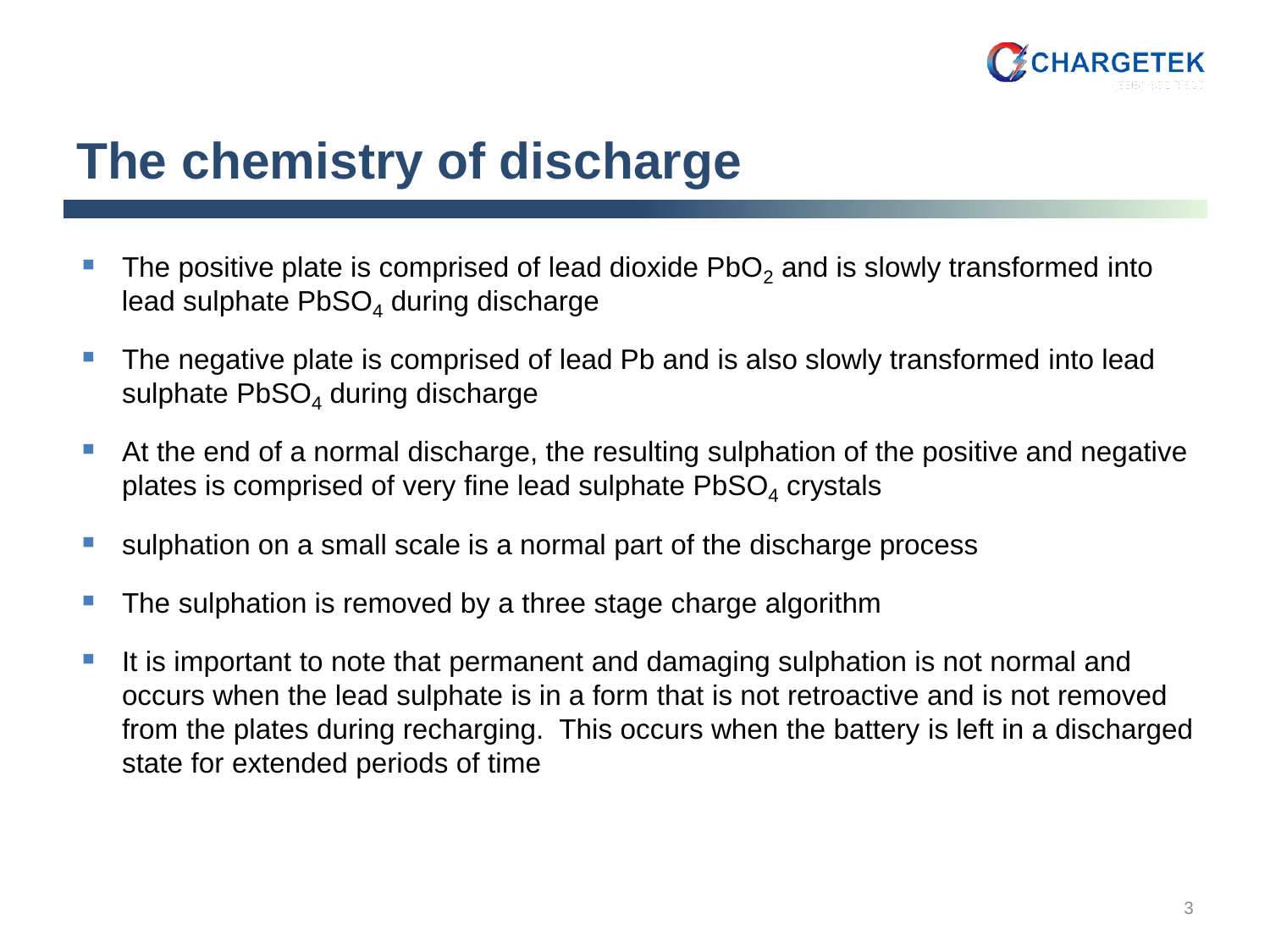# The chemistry of discharge

- The positive plate is comprised of lead dioxide $PbO_2$ and is slowly transformed into lead sulphate $PbSO_4$ during discharge
- The negative plate is comprised of lead Pb and is also slowly transformed into lead sulphate $PbSO_4$ during discharge
- At the end of a normal discharge, the resulting sulphation of the positive and negative plates is comprised of very fine lead sulphate $PbSO_4$ crystals
- sulphation on a small scale is a normal part of the discharge process
- The sulphation is removed by a three stage charge algorithm
- It is important to note that permanent and damaging sulphation is not normal and occurs when the lead sulphate is in a form that is not retroactive and is not removed from the plates during recharging. This occurs when the battery is left in a discharged state for extended periods of time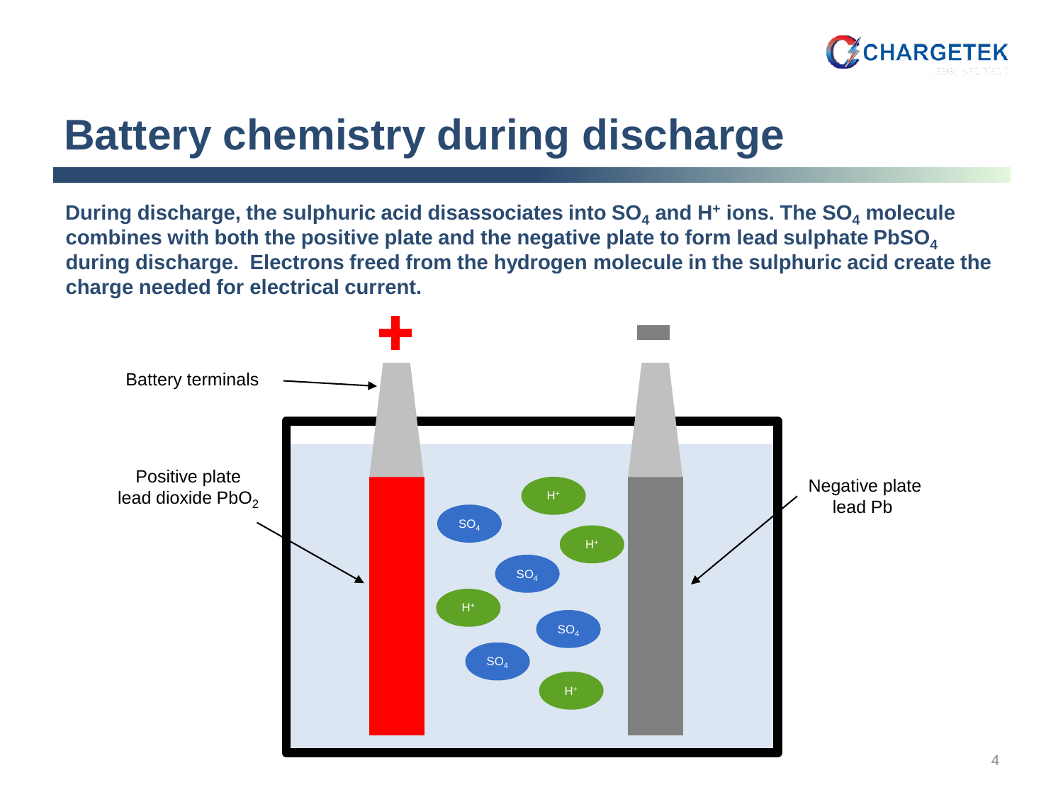# Battery chemistry during discharge

**During discharge, the sulphuric acid disassociates into $SO_4$ and $H^+$ ions. The $SO_4$ molecule combines with both the positive plate and the negative plate to form lead sulphate $PbSO_4$ during discharge. Electrons freed from the hydrogen molecule in the sulphuric acid create the charge needed for electrical current.**

Battery terminals

Positive plate
lead dioxide $PbO_2$

Negative plate
lead Pb

$SO_4$ $H^+$ $SO_4$ $H^+$ $SO_4$ $H^+$ $SO_4$ $SO_4$ $H^+$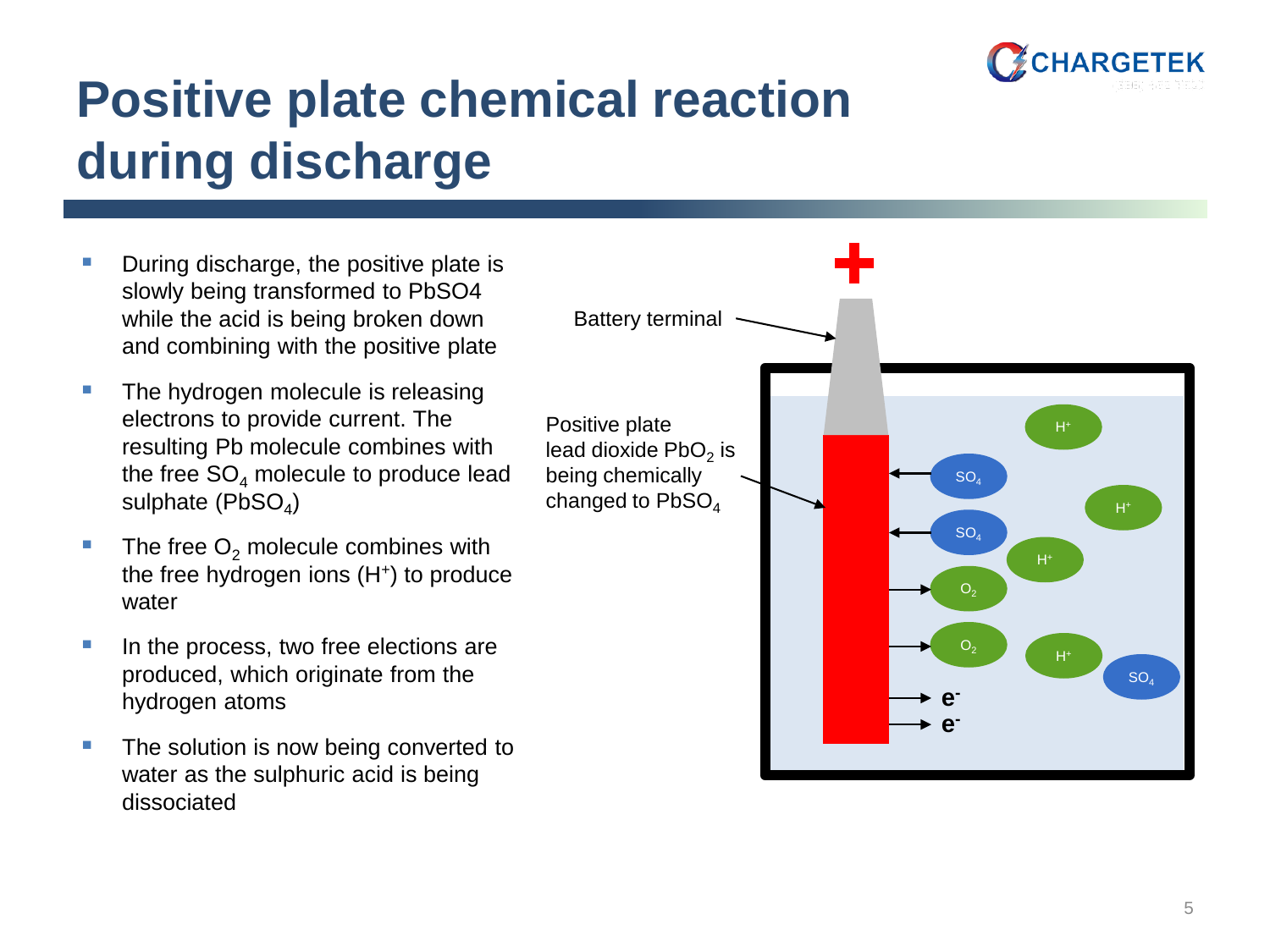# Positive plate chemical reaction during discharge

- During discharge, the positive plate is slowly being transformed to PbSO4 while the acid is being broken down and combining with the positive plate
- The hydrogen molecule is releasing electrons to provide current. The resulting Pb molecule combines with the free $SO_4$ molecule to produce lead sulphate ($PbSO_4$)
- The free $O_2$ molecule combines with the free hydrogen ions ($H^+$) to produce water
- In the process, two free elections are produced, which originate from the hydrogen atoms
- The solution is now being converted to water as the sulphuric acid is being dissociated

Battery terminal

Positive plate lead dioxide $PbO_2$ is being chemically changed to $PbSO_4$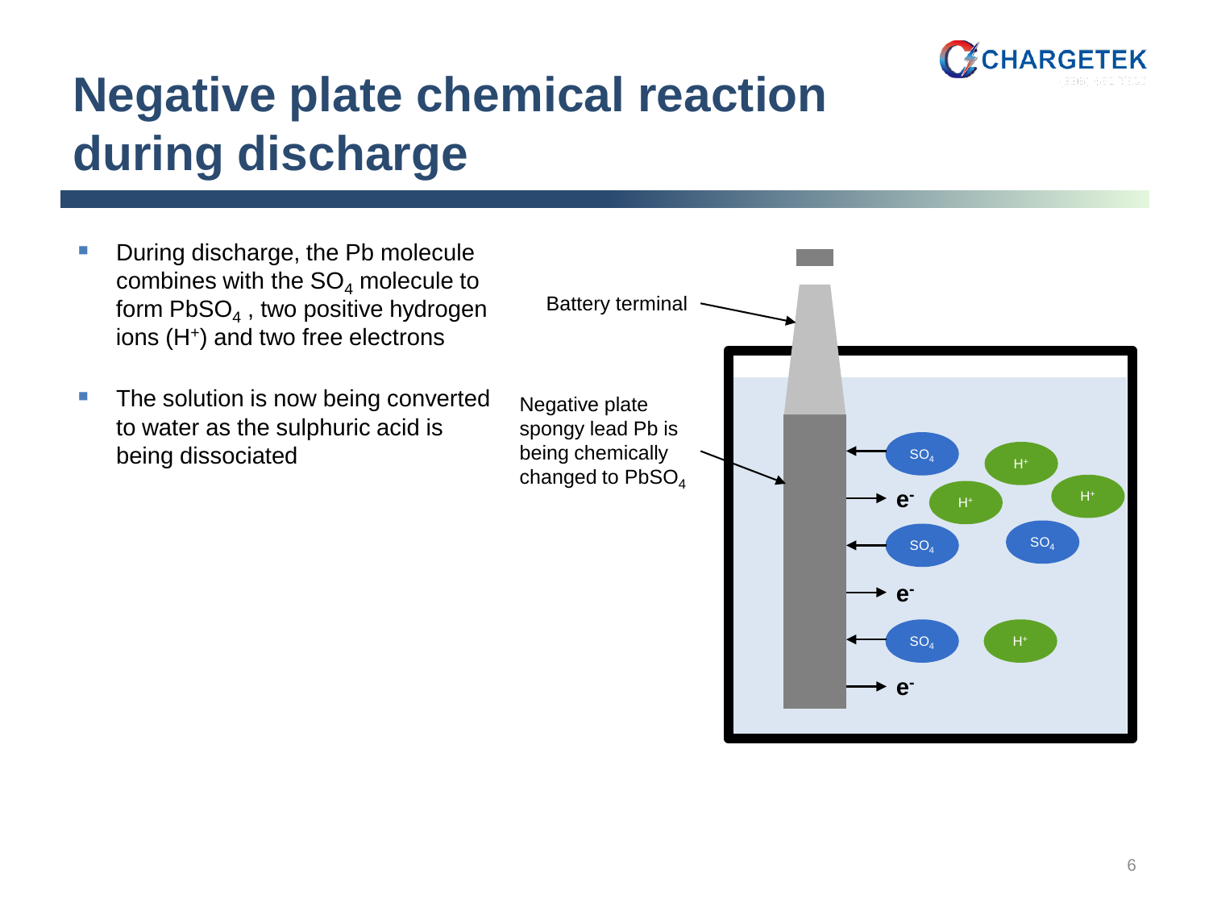# Negative plate chemical reaction during discharge

- During discharge, the Pb molecule combines with the $SO_4$ molecule to form $PbSO_4$ , two positive hydrogen ions ($H^+$) and two free electrons
- The solution is now being converted to water as the sulphuric acid is being dissociated

Battery terminal

Negative plate spongy lead Pb is being chemically changed to $PbSO_4$

$SO_4$ $H^+$ $e^-$ $H^+$ $H^+$ $SO_4$ $SO_4$ $e^-$ $SO_4$ $H^+$ $e^-$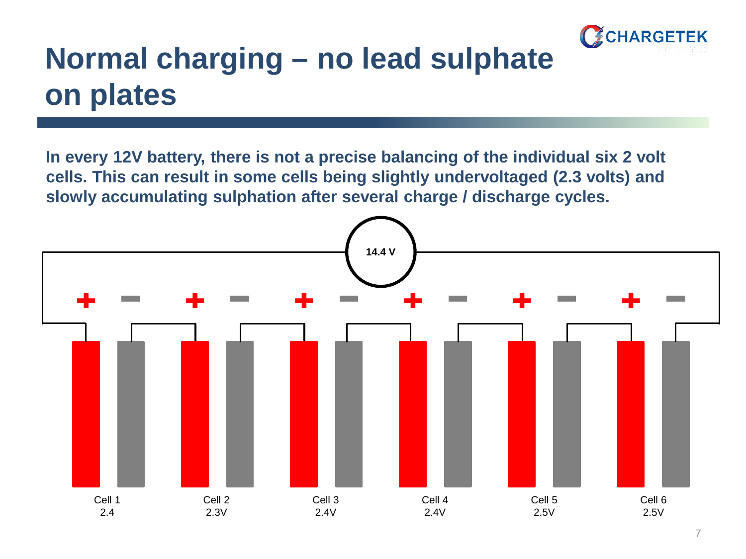# Normal charging – no lead sulphate on plates

**In every 12V battery, there is not a precise balancing of the individual six 2 volt cells. This can result in some cells being slightly undervoltaged (2.3 volts) and slowly accumulating sulphation after several charge / discharge cycles.**

14.4 V

| Cell 1 | Cell 2 | Cell 3 | Cell 4 | Cell 5 | Cell 6 |
|---|---|---|---|---|---|
| 2.4 | 2.3V | 2.4V | 2.4V | 2.5V | 2.5V |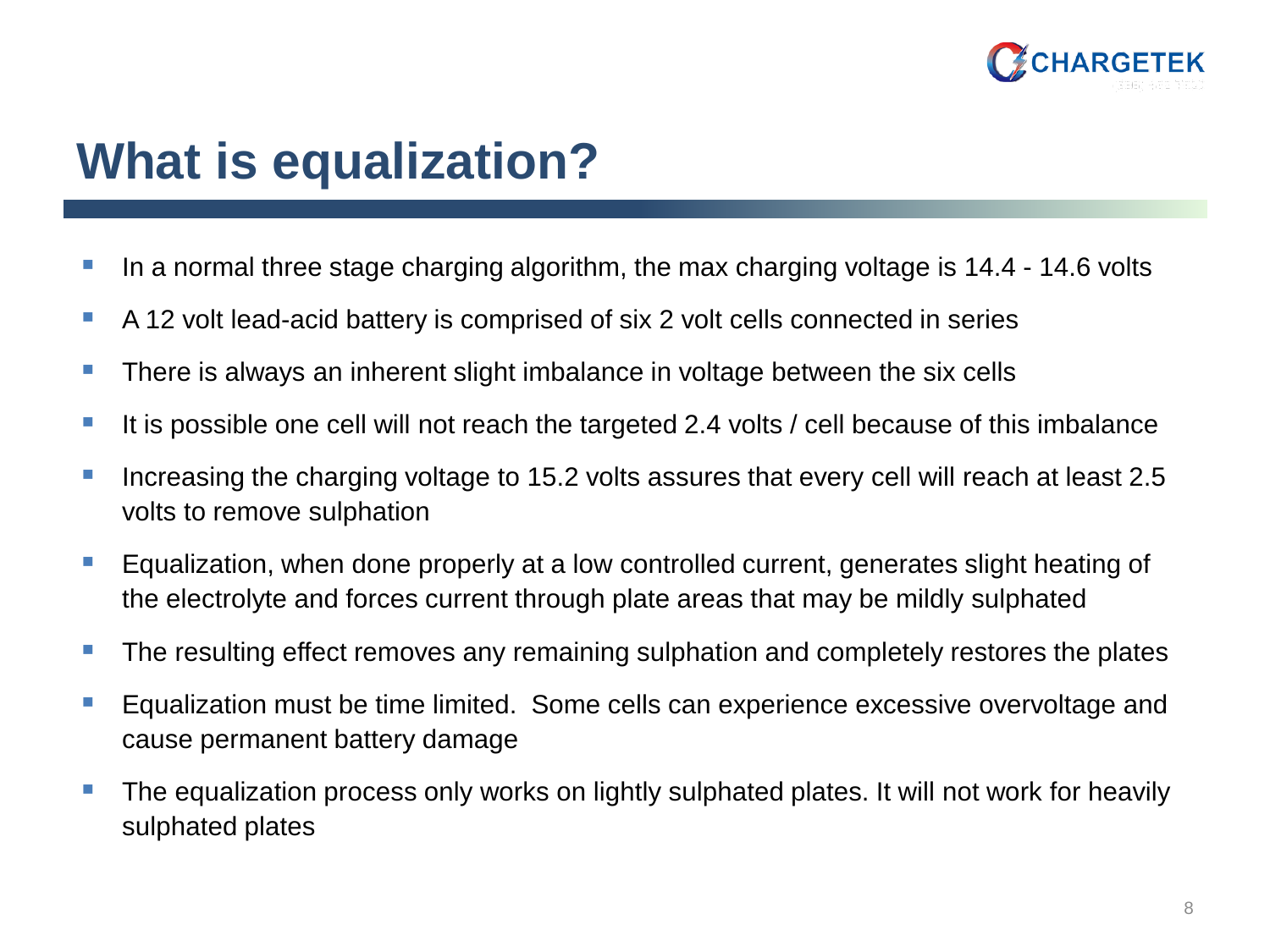# What is equalization?

- In a normal three stage charging algorithm, the max charging voltage is 14.4 - 14.6 volts
- A 12 volt lead-acid battery is comprised of six 2 volt cells connected in series
- There is always an inherent slight imbalance in voltage between the six cells
- It is possible one cell will not reach the targeted 2.4 volts / cell because of this imbalance
- Increasing the charging voltage to 15.2 volts assures that every cell will reach at least 2.5 volts to remove sulphation
- Equalization, when done properly at a low controlled current, generates slight heating of the electrolyte and forces current through plate areas that may be mildly sulphated
- The resulting effect removes any remaining sulphation and completely restores the plates
- Equalization must be time limited. Some cells can experience excessive overvoltage and cause permanent battery damage
- The equalization process only works on lightly sulphated plates. It will not work for heavily sulphated plates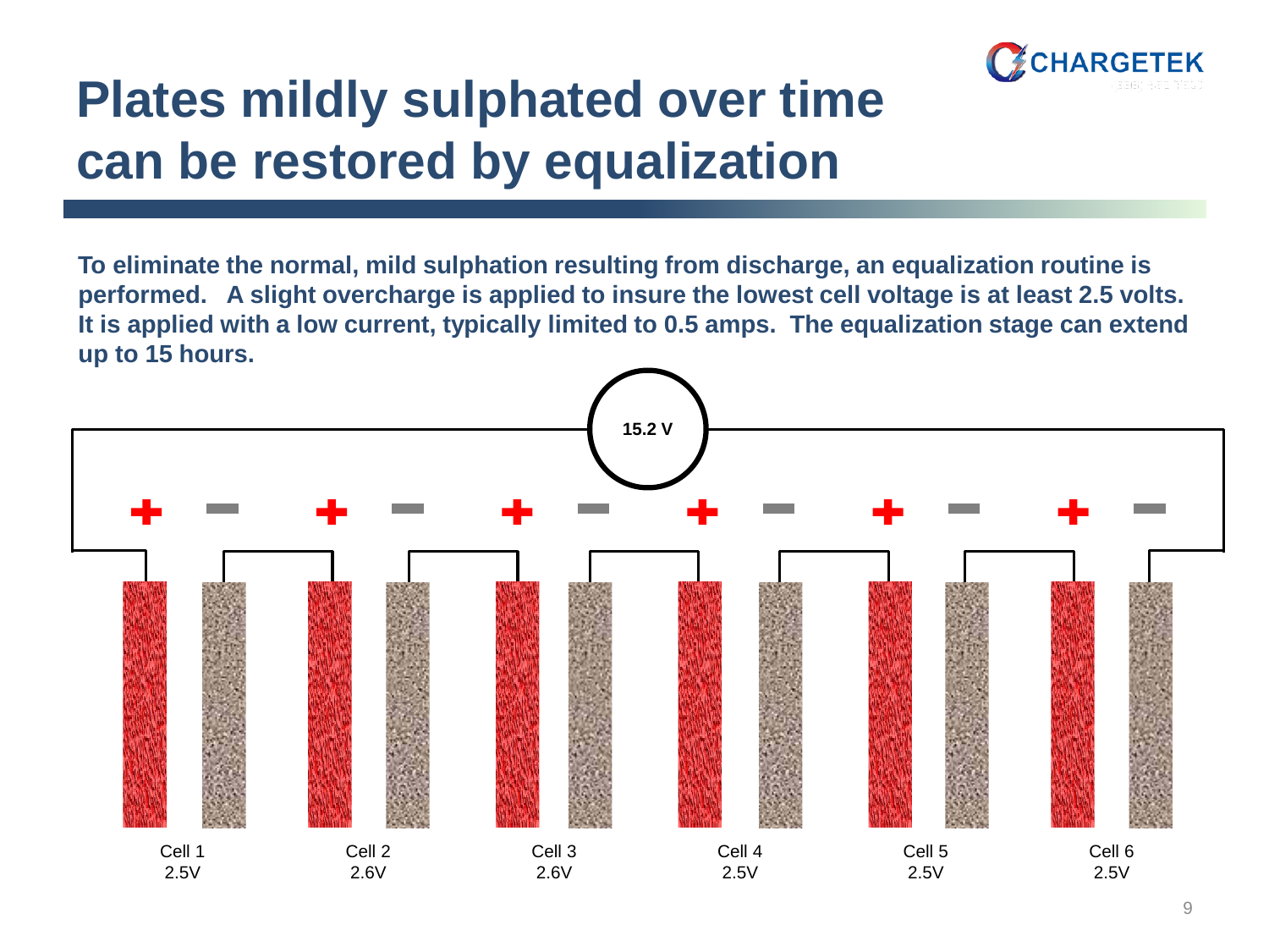# Plates mildly sulphated over time can be restored by equalization

**To eliminate the normal, mild sulphation resulting from discharge, an equalization routine is performed. A slight overcharge is applied to insure the lowest cell voltage is at least 2.5 volts. It is applied with a low current, typically limited to 0.5 amps. The equalization stage can extend up to 15 hours.**

**15.2 V**

| Cell 1 | Cell 2 | Cell 3 | Cell 4 | Cell 5 | Cell 6 |
|---|---|---|---|---|---|
| 2.5V | 2.6V | 2.6V | 2.5V | 2.5V | 2.5V |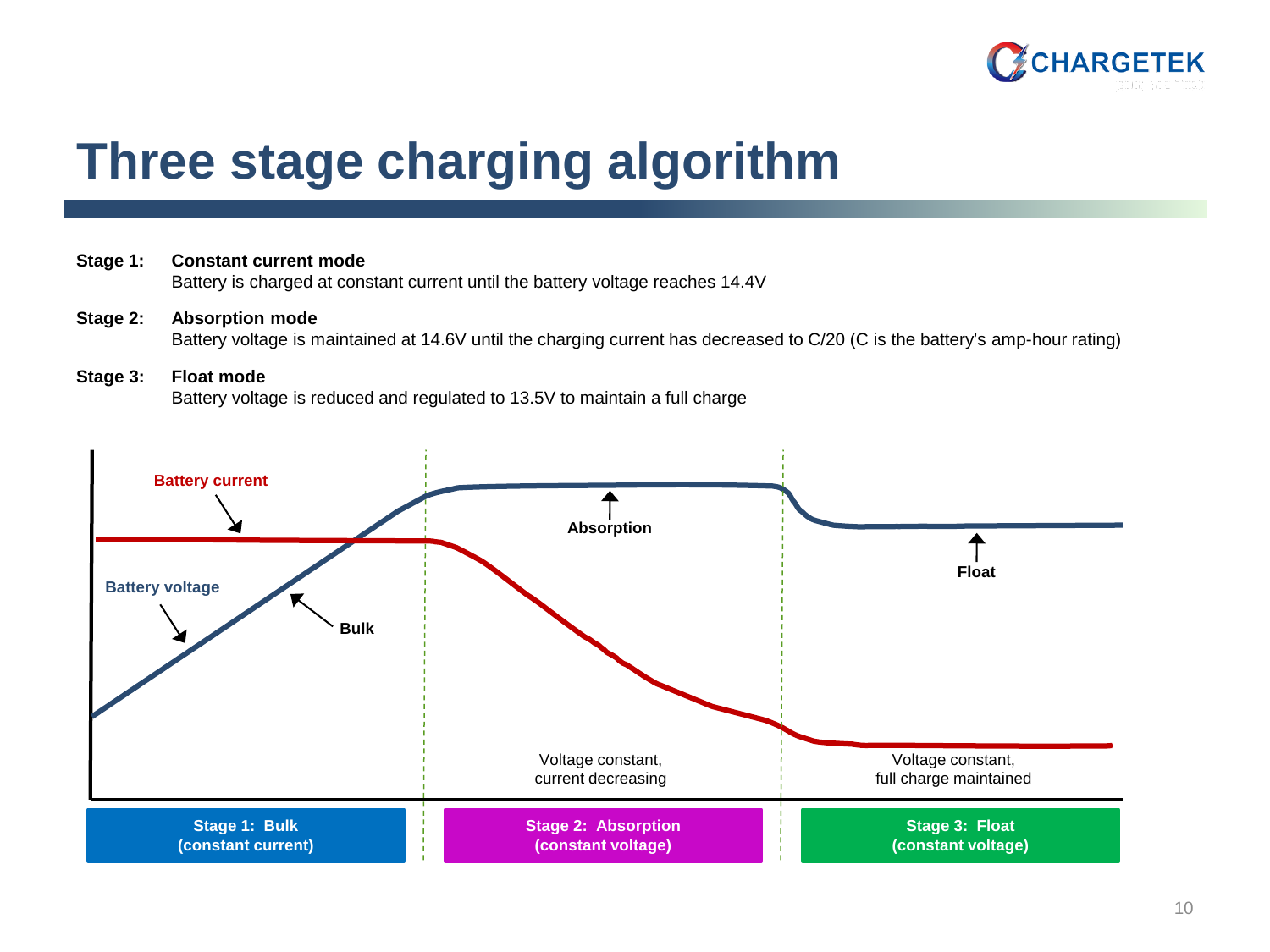# Three stage charging algorithm

**Stage 1:** **Constant current mode**
Battery is charged at constant current until the battery voltage reaches 14.4V

**Stage 2:** **Absorption mode**
Battery voltage is maintained at 14.6V until the charging current has decreased to C/20 (C is the battery's amp-hour rating)

**Stage 3:** **Float mode**
Battery voltage is reduced and regulated to 13.5V to maintain a full charge

Battery current

Battery voltage

Bulk

Absorption

Float

Voltage constant, current decreasing

Voltage constant, full charge maintained

**Stage 1: Bulk (constant current)**

**Stage 2: Absorption (constant voltage)**

**Stage 3: Float (constant voltage)**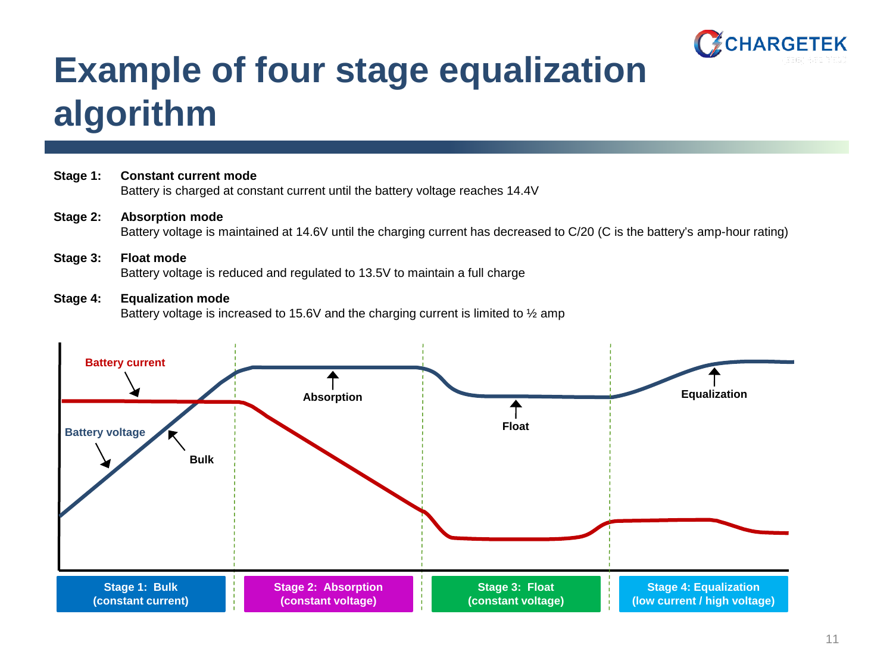# Example of four stage equalization algorithm

**Stage 1:** **Constant current mode**
Battery is charged at constant current until the battery voltage reaches 14.4V

**Stage 2:** **Absorption mode**
Battery voltage is maintained at 14.6V until the charging current has decreased to C/20 (C is the battery's amp-hour rating)

**Stage 3:** **Float mode**
Battery voltage is reduced and regulated to 13.5V to maintain a full charge

**Stage 4:** **Equalization mode**
Battery voltage is increased to 15.6V and the charging current is limited to ½ amp

Battery current

Battery voltage

Bulk

Absorption

Float

Equalization

**Stage 1: Bulk (constant current)**

**Stage 2: Absorption (constant voltage)**

**Stage 3: Float (constant voltage)**

**Stage 4: Equalization (low current / high voltage)**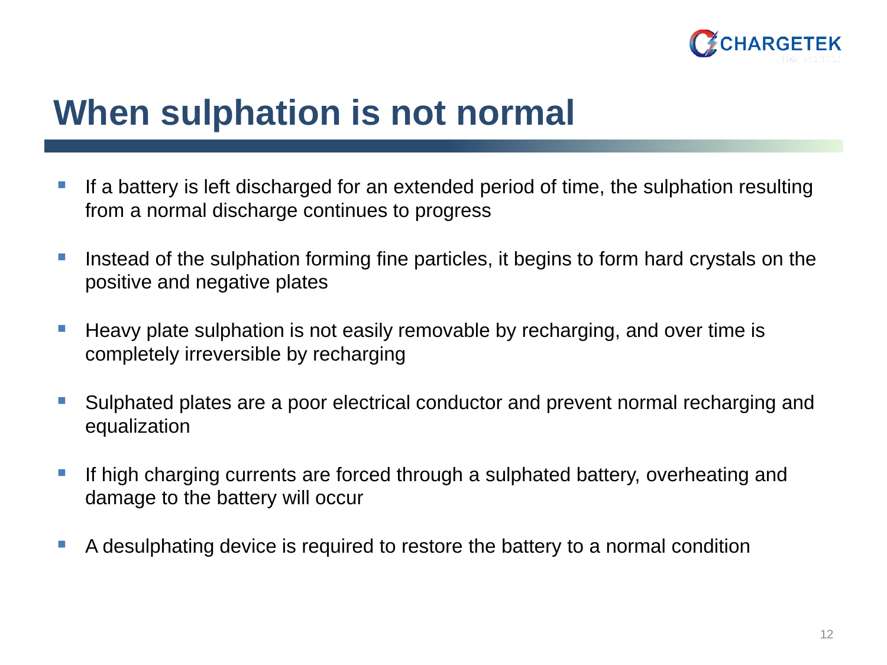# When sulphation is not normal

- If a battery is left discharged for an extended period of time, the sulphation resulting from a normal discharge continues to progress
- Instead of the sulphation forming fine particles, it begins to form hard crystals on the positive and negative plates
- Heavy plate sulphation is not easily removable by recharging, and over time is completely irreversible by recharging
- Sulphated plates are a poor electrical conductor and prevent normal recharging and equalization
- If high charging currents are forced through a sulphated battery, overheating and damage to the battery will occur
- A desulphating device is required to restore the battery to a normal condition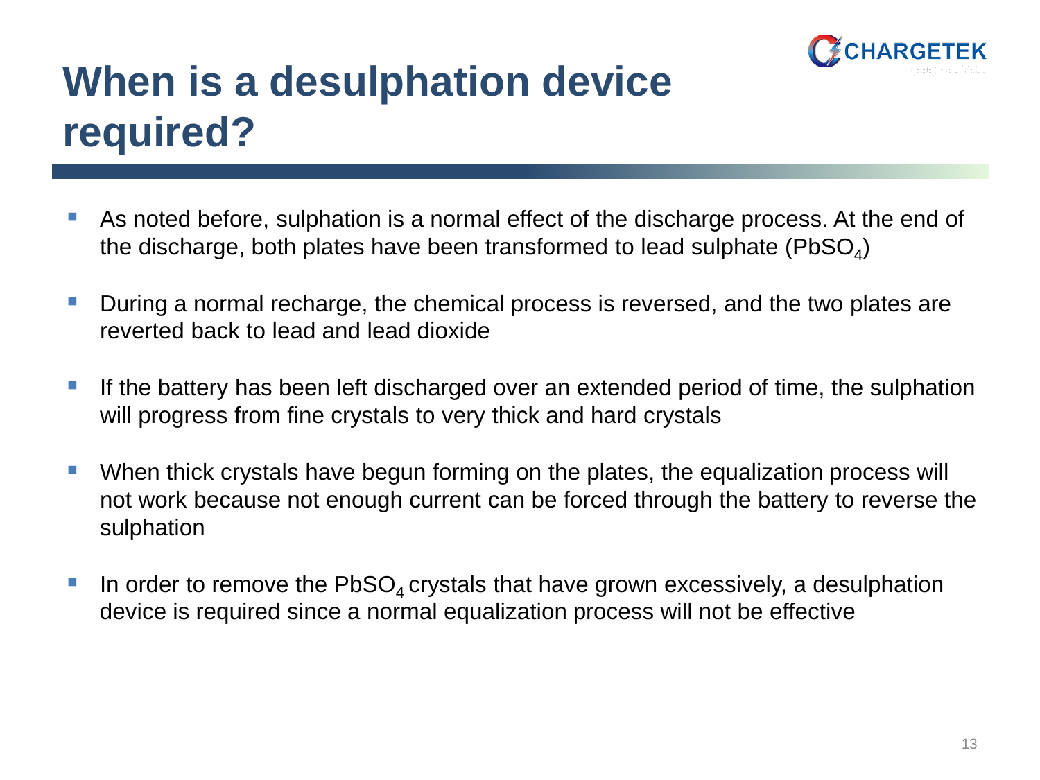# When is a desulphation device required?

- As noted before, sulphation is a normal effect of the discharge process. At the end of the discharge, both plates have been transformed to lead sulphate ($PbSO_4$)
- During a normal recharge, the chemical process is reversed, and the two plates are reverted back to lead and lead dioxide
- If the battery has been left discharged over an extended period of time, the sulphation will progress from fine crystals to very thick and hard crystals
- When thick crystals have begun forming on the plates, the equalization process will not work because not enough current can be forced through the battery to reverse the sulphation
- In order to remove the $PbSO_4$ crystals that have grown excessively, a desulphation device is required since a normal equalization process will not be effective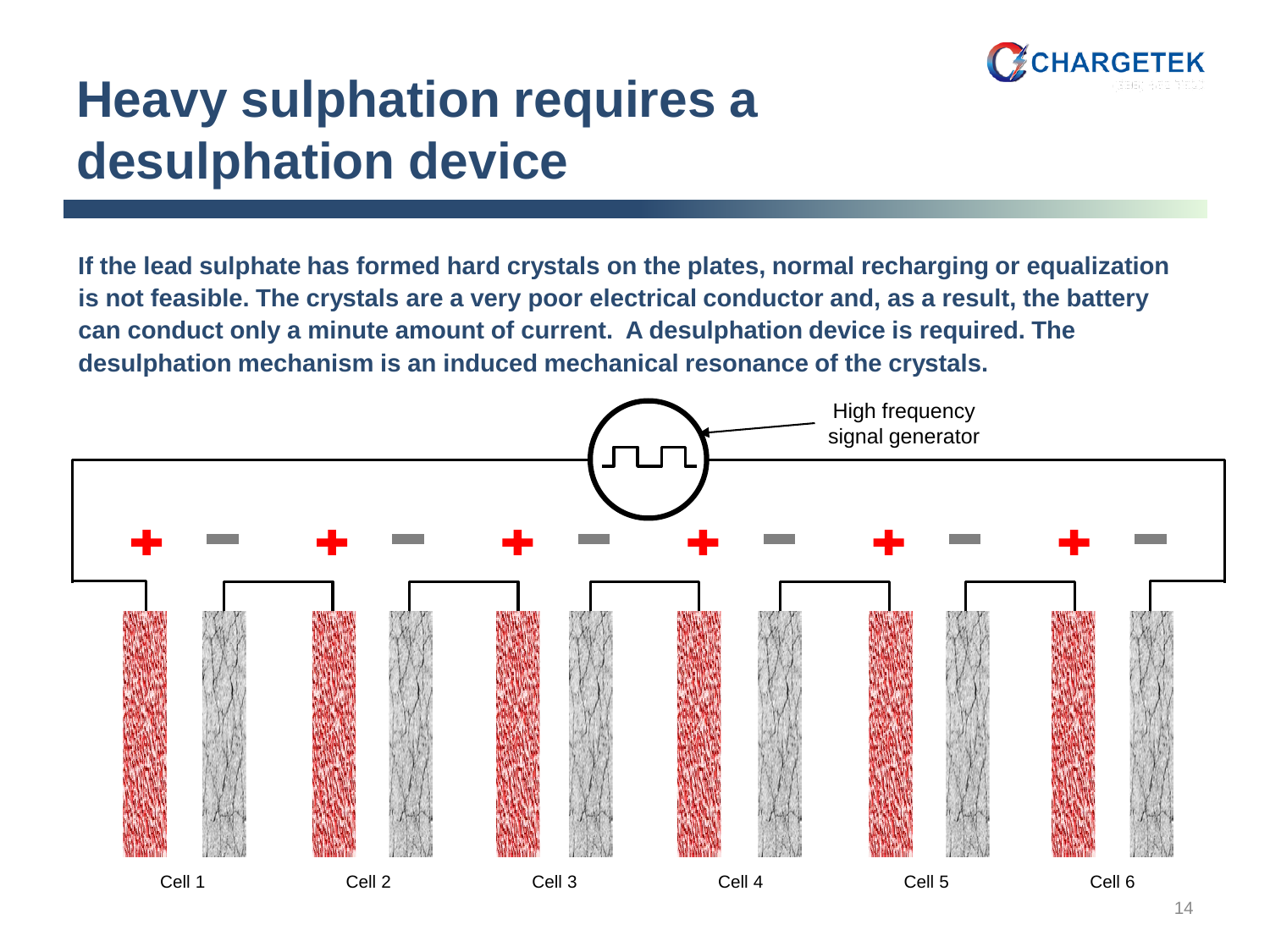# Heavy sulphation requires a desulphation device

**If the lead sulphate has formed hard crystals on the plates, normal recharging or equalization is not feasible. The crystals are a very poor electrical conductor and, as a result, the battery can conduct only a minute amount of current. A desulphation device is required. The desulphation mechanism is an induced mechanical resonance of the crystals.**

High frequency signal generator

Cell 1 Cell 2 Cell 3 Cell 4 Cell 5 Cell 6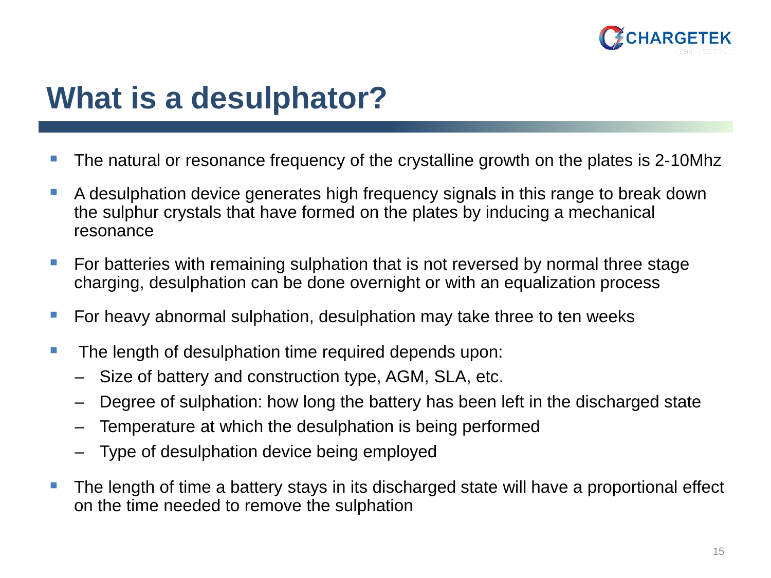# What is a desulphator?

- The natural or resonance frequency of the crystalline growth on the plates is 2-10Mhz
- A desulphation device generates high frequency signals in this range to break down the sulphur crystals that have formed on the plates by inducing a mechanical resonance
- For batteries with remaining sulphation that is not reversed by normal three stage charging, desulphation can be done overnight or with an equalization process
- For heavy abnormal sulphation, desulphation may take three to ten weeks
- The length of desulphation time required depends upon:
  - Size of battery and construction type, AGM, SLA, etc.
  - Degree of sulphation: how long the battery has been left in the discharged state
  - Temperature at which the desulphation is being performed
  - Type of desulphation device being employed
- The length of time a battery stays in its discharged state will have a proportional effect on the time needed to remove the sulphation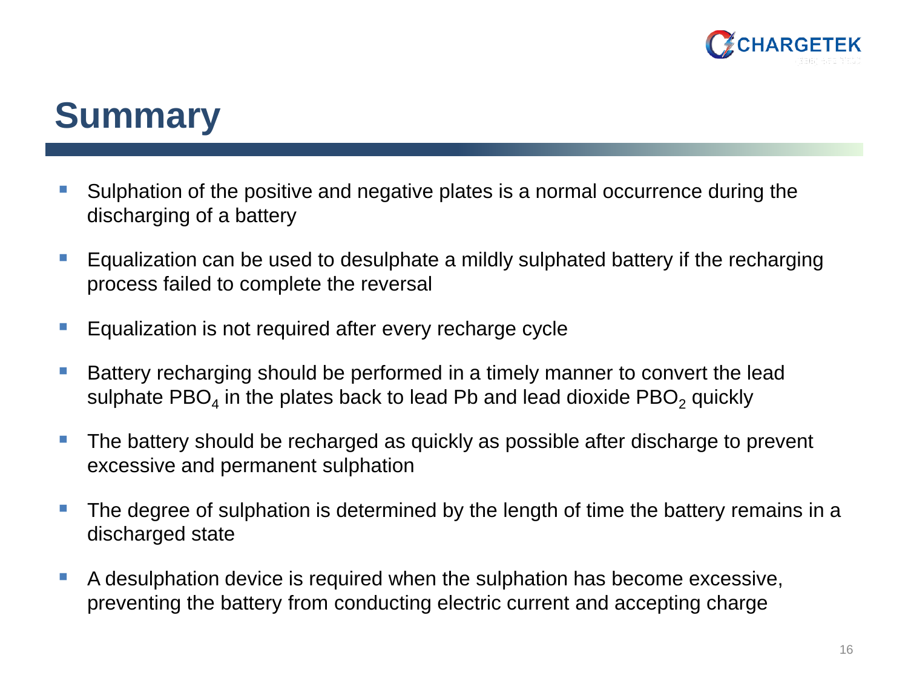# Summary

- Sulphation of the positive and negative plates is a normal occurrence during the discharging of a battery
- Equalization can be used to desulphate a mildly sulphated battery if the recharging process failed to complete the reversal
- Equalization is not required after every recharge cycle
- Battery recharging should be performed in a timely manner to convert the lead sulphate $PBO_4$ in the plates back to lead Pb and lead dioxide $PBO_2$ quickly
- The battery should be recharged as quickly as possible after discharge to prevent excessive and permanent sulphation
- The degree of sulphation is determined by the length of time the battery remains in a discharged state
- A desulphation device is required when the sulphation has become excessive, preventing the battery from conducting electric current and accepting charge